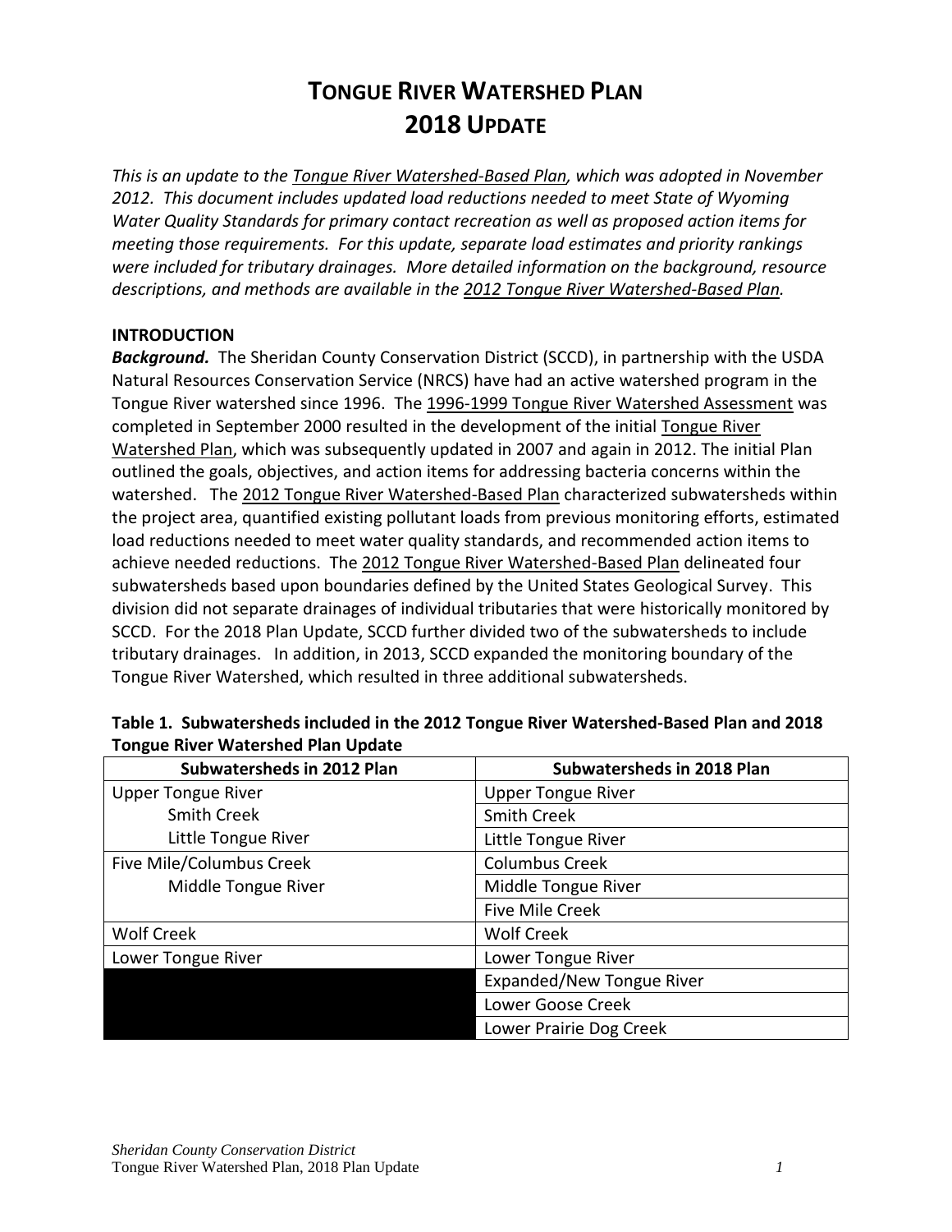# TONGUE RIVER WATERSHED PLAN 2018 UPDATE

*This is an update to the Tongue River Watershed-Based Plan, which was adopted in November 2012. This document includes updated load reductions needed to meet State of Wyoming Water Quality Standards for primary contact recreation as well as proposed action items for meeting those requirements. For this update, separate load estimates and priority rankings were included for tributary drainages. More detailed information on the background, resource descriptions, and methods are available in the 2012 Tongue River Watershed-Based Plan.*

## INTRODUCTION

***Background.*** The Sheridan County Conservation District (SCCD), in partnership with the USDA Natural Resources Conservation Service (NRCS) have had an active watershed program in the Tongue River watershed since 1996. The 1996-1999 Tongue River Watershed Assessment was completed in September 2000 resulted in the development of the initial Tongue River Watershed Plan, which was subsequently updated in 2007 and again in 2012. The initial Plan outlined the goals, objectives, and action items for addressing bacteria concerns within the watershed. The 2012 Tongue River Watershed-Based Plan characterized subwatersheds within the project area, quantified existing pollutant loads from previous monitoring efforts, estimated load reductions needed to meet water quality standards, and recommended action items to achieve needed reductions. The 2012 Tongue River Watershed-Based Plan delineated four subwatersheds based upon boundaries defined by the United States Geological Survey. This division did not separate drainages of individual tributaries that were historically monitored by SCCD. For the 2018 Plan Update, SCCD further divided two of the subwatersheds to include tributary drainages. In addition, in 2013, SCCD expanded the monitoring boundary of the Tongue River Watershed, which resulted in three additional subwatersheds.

**Table 1. Subwatersheds included in the 2012 Tongue River Watershed-Based Plan and 2018 Tongue River Watershed Plan Update**

| Subwatersheds in 2012 Plan | Subwatersheds in 2018 Plan |
|---|---|
| Upper Tongue River | Upper Tongue River |
| Smith Creek | Smith Creek |
| Little Tongue River | Little Tongue River |
| Five Mile/Columbus Creek | Columbus Creek |
| Middle Tongue River | Middle Tongue River |
| | Five Mile Creek |
| Wolf Creek | Wolf Creek |
| Lower Tongue River | Lower Tongue River |
| | Expanded/New Tongue River |
| | Lower Goose Creek |
| | Lower Prairie Dog Creek |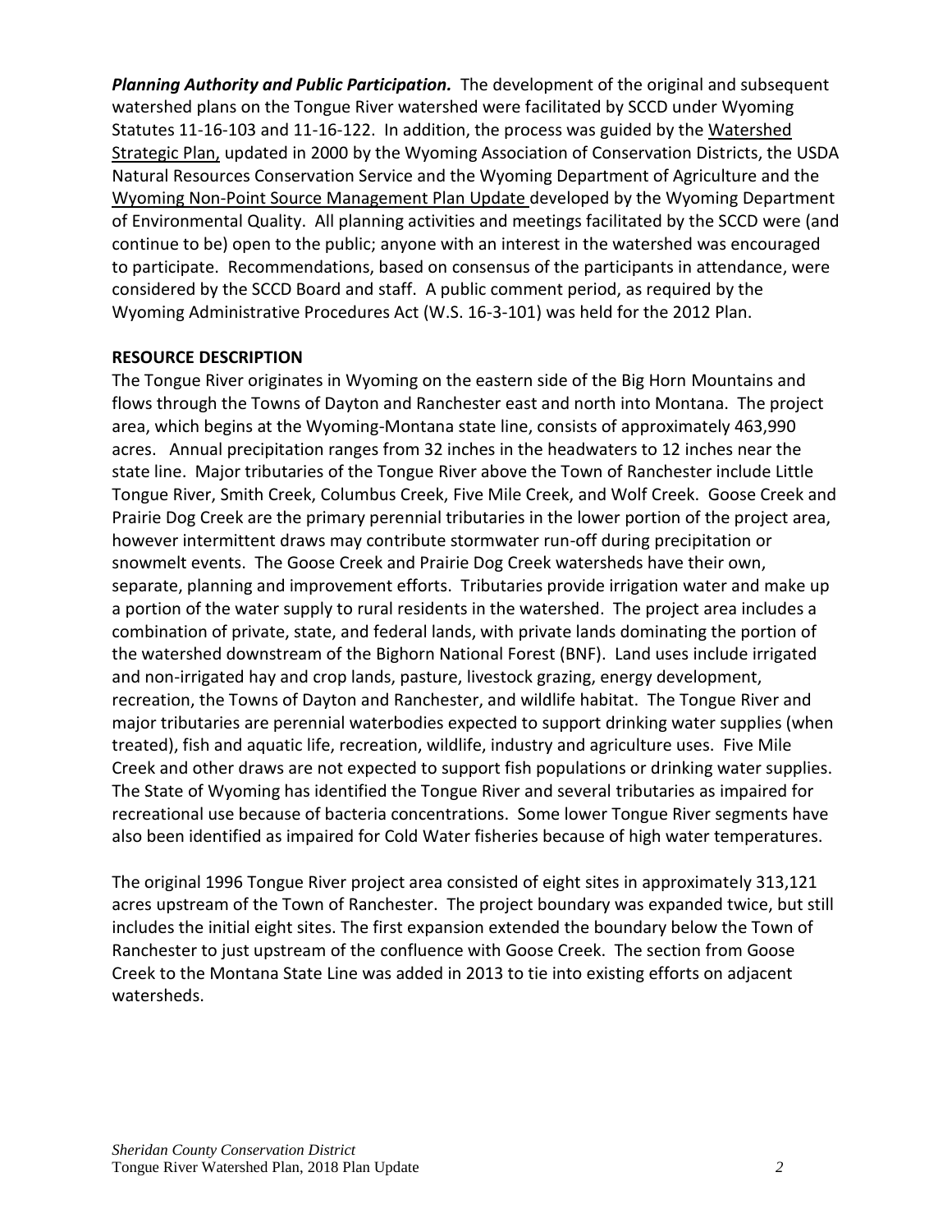***Planning Authority and Public Participation.*** The development of the original and subsequent watershed plans on the Tongue River watershed were facilitated by SCCD under Wyoming Statutes 11-16-103 and 11-16-122. In addition, the process was guided by the Watershed Strategic Plan, updated in 2000 by the Wyoming Association of Conservation Districts, the USDA Natural Resources Conservation Service and the Wyoming Department of Agriculture and the Wyoming Non-Point Source Management Plan Update developed by the Wyoming Department of Environmental Quality. All planning activities and meetings facilitated by the SCCD were (and continue to be) open to the public; anyone with an interest in the watershed was encouraged to participate. Recommendations, based on consensus of the participants in attendance, were considered by the SCCD Board and staff. A public comment period, as required by the Wyoming Administrative Procedures Act (W.S. 16-3-101) was held for the 2012 Plan.

## RESOURCE DESCRIPTION

The Tongue River originates in Wyoming on the eastern side of the Big Horn Mountains and flows through the Towns of Dayton and Ranchester east and north into Montana. The project area, which begins at the Wyoming-Montana state line, consists of approximately 463,990 acres. Annual precipitation ranges from 32 inches in the headwaters to 12 inches near the state line. Major tributaries of the Tongue River above the Town of Ranchester include Little Tongue River, Smith Creek, Columbus Creek, Five Mile Creek, and Wolf Creek. Goose Creek and Prairie Dog Creek are the primary perennial tributaries in the lower portion of the project area, however intermittent draws may contribute stormwater run-off during precipitation or snowmelt events. The Goose Creek and Prairie Dog Creek watersheds have their own, separate, planning and improvement efforts. Tributaries provide irrigation water and make up a portion of the water supply to rural residents in the watershed. The project area includes a combination of private, state, and federal lands, with private lands dominating the portion of the watershed downstream of the Bighorn National Forest (BNF). Land uses include irrigated and non-irrigated hay and crop lands, pasture, livestock grazing, energy development, recreation, the Towns of Dayton and Ranchester, and wildlife habitat. The Tongue River and major tributaries are perennial waterbodies expected to support drinking water supplies (when treated), fish and aquatic life, recreation, wildlife, industry and agriculture uses. Five Mile Creek and other draws are not expected to support fish populations or drinking water supplies. The State of Wyoming has identified the Tongue River and several tributaries as impaired for recreational use because of bacteria concentrations. Some lower Tongue River segments have also been identified as impaired for Cold Water fisheries because of high water temperatures.

The original 1996 Tongue River project area consisted of eight sites in approximately 313,121 acres upstream of the Town of Ranchester. The project boundary was expanded twice, but still includes the initial eight sites. The first expansion extended the boundary below the Town of Ranchester to just upstream of the confluence with Goose Creek. The section from Goose Creek to the Montana State Line was added in 2013 to tie into existing efforts on adjacent watersheds.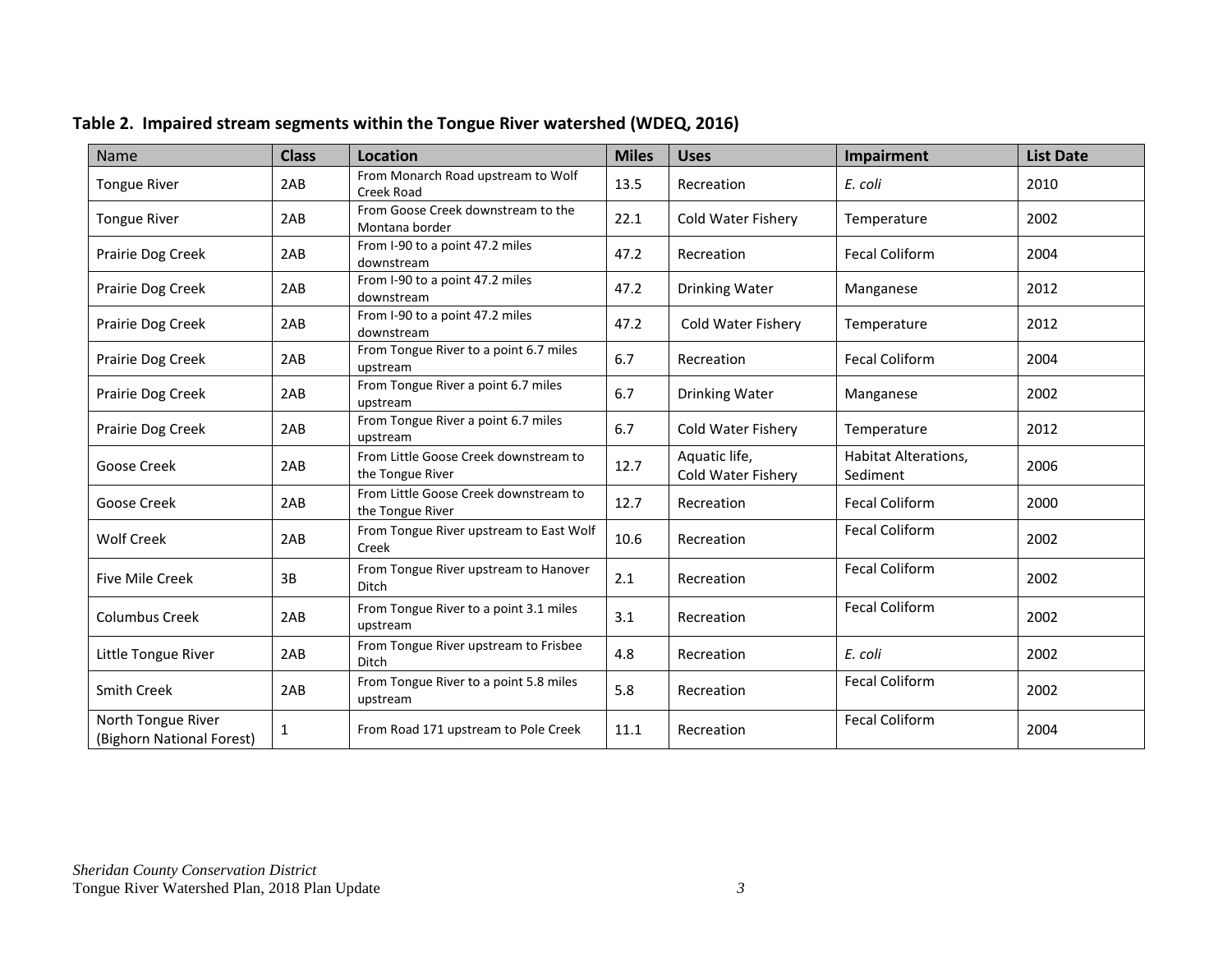**Table 2. Impaired stream segments within the Tongue River watershed (WDEQ, 2016)**

| Name | Class | Location | Miles | Uses | Impairment | List Date |
|---|---|---|---|---|---|---|
| Tongue River | 2AB | From Monarch Road upstream to Wolf Creek Road | 13.5 | Recreation | *E. coli* | 2010 |
| Tongue River | 2AB | From Goose Creek downstream to the Montana border | 22.1 | Cold Water Fishery | Temperature | 2002 |
| Prairie Dog Creek | 2AB | From I-90 to a point 47.2 miles downstream | 47.2 | Recreation | Fecal Coliform | 2004 |
| Prairie Dog Creek | 2AB | From I-90 to a point 47.2 miles downstream | 47.2 | Drinking Water | Manganese | 2012 |
| Prairie Dog Creek | 2AB | From I-90 to a point 47.2 miles downstream | 47.2 | Cold Water Fishery | Temperature | 2012 |
| Prairie Dog Creek | 2AB | From Tongue River to a point 6.7 miles upstream | 6.7 | Recreation | Fecal Coliform | 2004 |
| Prairie Dog Creek | 2AB | From Tongue River a point 6.7 miles upstream | 6.7 | Drinking Water | Manganese | 2002 |
| Prairie Dog Creek | 2AB | From Tongue River a point 6.7 miles upstream | 6.7 | Cold Water Fishery | Temperature | 2012 |
| Goose Creek | 2AB | From Little Goose Creek downstream to the Tongue River | 12.7 | Aquatic life, Cold Water Fishery | Habitat Alterations, Sediment | 2006 |
| Goose Creek | 2AB | From Little Goose Creek downstream to the Tongue River | 12.7 | Recreation | Fecal Coliform | 2000 |
| Wolf Creek | 2AB | From Tongue River upstream to East Wolf Creek | 10.6 | Recreation | Fecal Coliform | 2002 |
| Five Mile Creek | 3B | From Tongue River upstream to Hanover Ditch | 2.1 | Recreation | Fecal Coliform | 2002 |
| Columbus Creek | 2AB | From Tongue River to a point 3.1 miles upstream | 3.1 | Recreation | Fecal Coliform | 2002 |
| Little Tongue River | 2AB | From Tongue River upstream to Frisbee Ditch | 4.8 | Recreation | *E. coli* | 2002 |
| Smith Creek | 2AB | From Tongue River to a point 5.8 miles upstream | 5.8 | Recreation | Fecal Coliform | 2002 |
| North Tongue River (Bighorn National Forest) | 1 | From Road 171 upstream to Pole Creek | 11.1 | Recreation | Fecal Coliform | 2004 |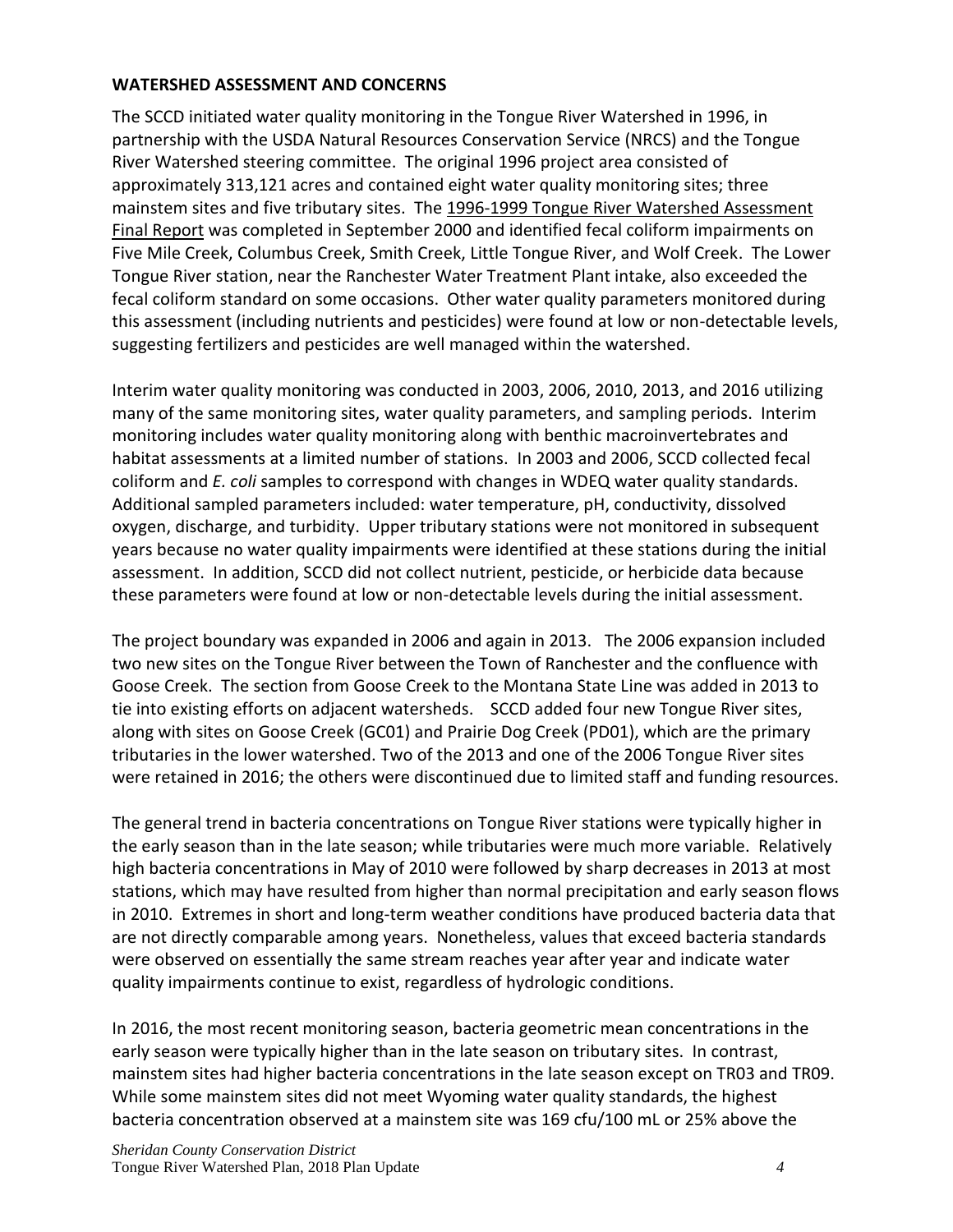## WATERSHED ASSESSMENT AND CONCERNS

The SCCD initiated water quality monitoring in the Tongue River Watershed in 1996, in partnership with the USDA Natural Resources Conservation Service (NRCS) and the Tongue River Watershed steering committee. The original 1996 project area consisted of approximately 313,121 acres and contained eight water quality monitoring sites; three mainstem sites and five tributary sites. The 1996-1999 Tongue River Watershed Assessment Final Report was completed in September 2000 and identified fecal coliform impairments on Five Mile Creek, Columbus Creek, Smith Creek, Little Tongue River, and Wolf Creek. The Lower Tongue River station, near the Ranchester Water Treatment Plant intake, also exceeded the fecal coliform standard on some occasions. Other water quality parameters monitored during this assessment (including nutrients and pesticides) were found at low or non-detectable levels, suggesting fertilizers and pesticides are well managed within the watershed.

Interim water quality monitoring was conducted in 2003, 2006, 2010, 2013, and 2016 utilizing many of the same monitoring sites, water quality parameters, and sampling periods. Interim monitoring includes water quality monitoring along with benthic macroinvertebrates and habitat assessments at a limited number of stations. In 2003 and 2006, SCCD collected fecal coliform and *E. coli* samples to correspond with changes in WDEQ water quality standards. Additional sampled parameters included: water temperature, pH, conductivity, dissolved oxygen, discharge, and turbidity. Upper tributary stations were not monitored in subsequent years because no water quality impairments were identified at these stations during the initial assessment. In addition, SCCD did not collect nutrient, pesticide, or herbicide data because these parameters were found at low or non-detectable levels during the initial assessment.

The project boundary was expanded in 2006 and again in 2013. The 2006 expansion included two new sites on the Tongue River between the Town of Ranchester and the confluence with Goose Creek. The section from Goose Creek to the Montana State Line was added in 2013 to tie into existing efforts on adjacent watersheds. SCCD added four new Tongue River sites, along with sites on Goose Creek (GC01) and Prairie Dog Creek (PD01), which are the primary tributaries in the lower watershed. Two of the 2013 and one of the 2006 Tongue River sites were retained in 2016; the others were discontinued due to limited staff and funding resources.

The general trend in bacteria concentrations on Tongue River stations were typically higher in the early season than in the late season; while tributaries were much more variable. Relatively high bacteria concentrations in May of 2010 were followed by sharp decreases in 2013 at most stations, which may have resulted from higher than normal precipitation and early season flows in 2010. Extremes in short and long-term weather conditions have produced bacteria data that are not directly comparable among years. Nonetheless, values that exceed bacteria standards were observed on essentially the same stream reaches year after year and indicate water quality impairments continue to exist, regardless of hydrologic conditions.

In 2016, the most recent monitoring season, bacteria geometric mean concentrations in the early season were typically higher than in the late season on tributary sites. In contrast, mainstem sites had higher bacteria concentrations in the late season except on TR03 and TR09. While some mainstem sites did not meet Wyoming water quality standards, the highest bacteria concentration observed at a mainstem site was 169 cfu/100 mL or 25% above the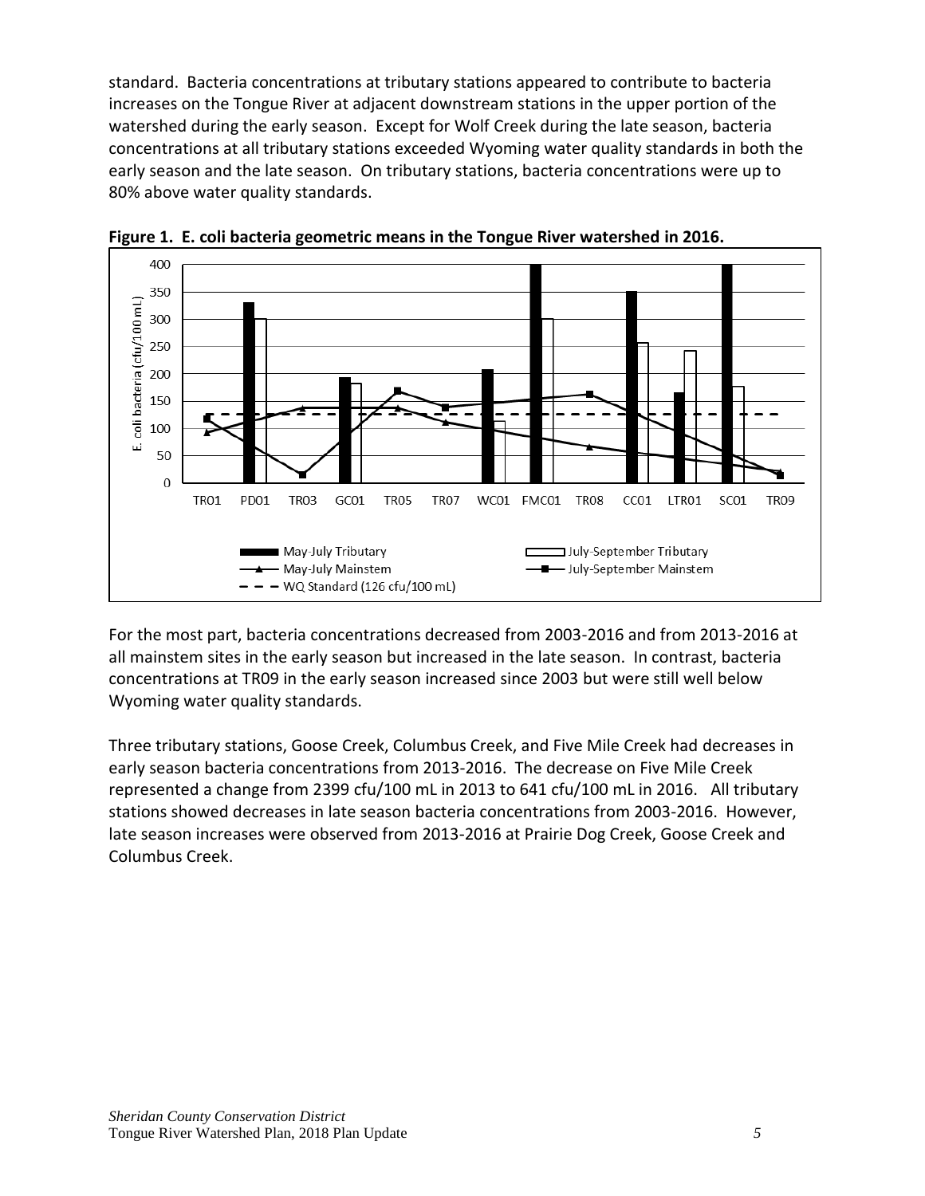standard. Bacteria concentrations at tributary stations appeared to contribute to bacteria increases on the Tongue River at adjacent downstream stations in the upper portion of the watershed during the early season. Except for Wolf Creek during the late season, bacteria concentrations at all tributary stations exceeded Wyoming water quality standards in both the early season and the late season. On tributary stations, bacteria concentrations were up to 80% above water quality standards.

**Figure 1. E. coli bacteria geometric means in the Tongue River watershed in 2016.**

For the most part, bacteria concentrations decreased from 2003-2016 and from 2013-2016 at all mainstem sites in the early season but increased in the late season. In contrast, bacteria concentrations at TR09 in the early season increased since 2003 but were still well below Wyoming water quality standards.

Three tributary stations, Goose Creek, Columbus Creek, and Five Mile Creek had decreases in early season bacteria concentrations from 2013-2016. The decrease on Five Mile Creek represented a change from 2399 cfu/100 mL in 2013 to 641 cfu/100 mL in 2016. All tributary stations showed decreases in late season bacteria concentrations from 2003-2016. However, late season increases were observed from 2013-2016 at Prairie Dog Creek, Goose Creek and Columbus Creek.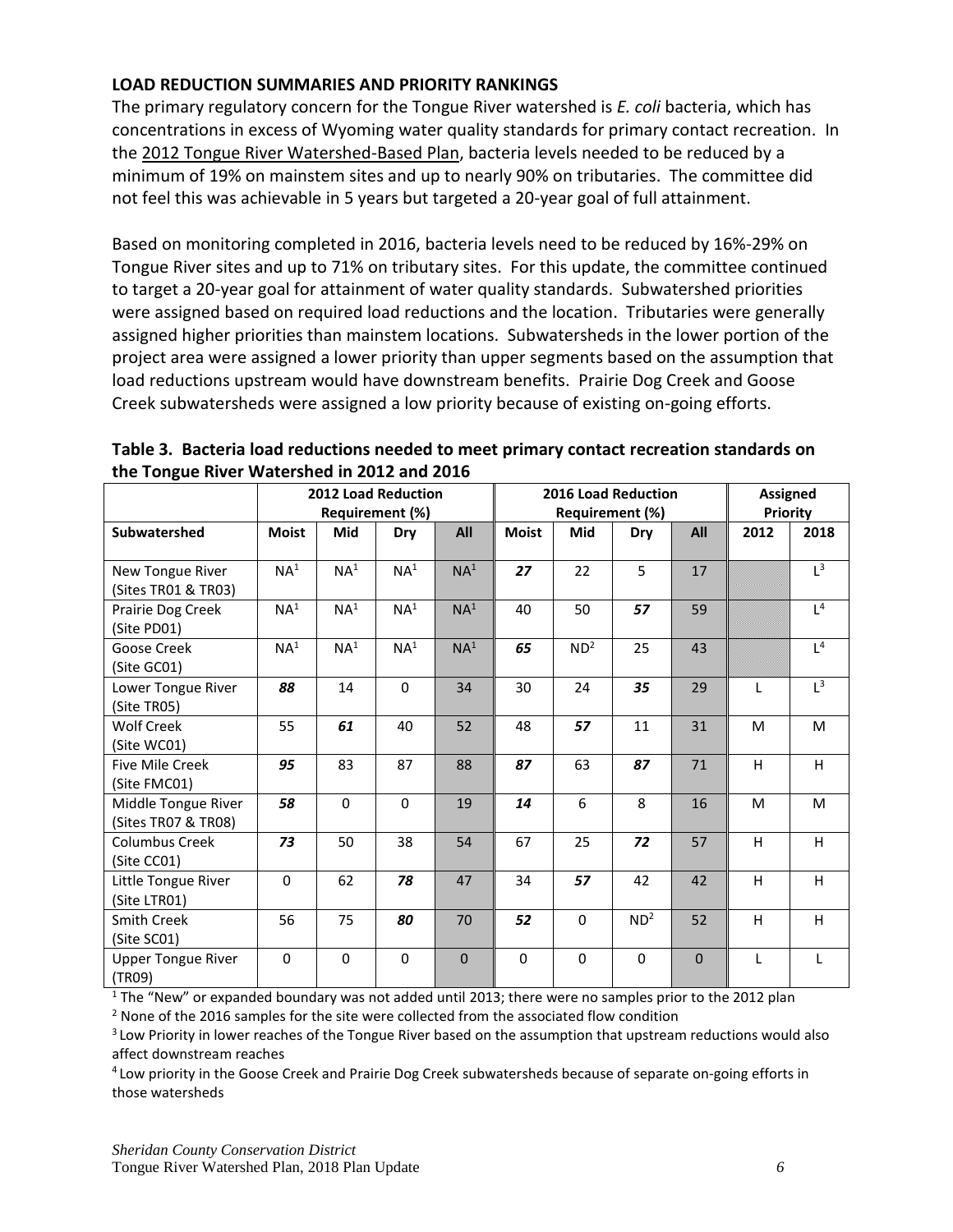## LOAD REDUCTION SUMMARIES AND PRIORITY RANKINGS

The primary regulatory concern for the Tongue River watershed is *E. coli* bacteria, which has concentrations in excess of Wyoming water quality standards for primary contact recreation. In the 2012 Tongue River Watershed-Based Plan, bacteria levels needed to be reduced by a minimum of 19% on mainstem sites and up to nearly 90% on tributaries. The committee did not feel this was achievable in 5 years but targeted a 20-year goal of full attainment.

Based on monitoring completed in 2016, bacteria levels need to be reduced by 16%-29% on Tongue River sites and up to 71% on tributary sites. For this update, the committee continued to target a 20-year goal for attainment of water quality standards. Subwatershed priorities were assigned based on required load reductions and the location. Tributaries were generally assigned higher priorities than mainstem locations. Subwatersheds in the lower portion of the project area were assigned a lower priority than upper segments based on the assumption that load reductions upstream would have downstream benefits. Prairie Dog Creek and Goose Creek subwatersheds were assigned a low priority because of existing on-going efforts.

**Table 3. Bacteria load reductions needed to meet primary contact recreation standards on the Tongue River Watershed in 2012 and 2016**

| | 2012 Load Reduction Requirement (%) | | | | 2016 Load Reduction Requirement (%) | | | | Assigned Priority | |
|---|---|---|---|---|---|---|---|---|---|---|
| **Subwatershed** | **Moist** | **Mid** | **Dry** | **All** | **Moist** | **Mid** | **Dry** | **All** | **2012** | **2018** |
| New Tongue River (Sites TR01 & TR03) | NA[1] | NA[1] | NA[1] | NA[1] | ***27*** | 22 | 5 | 17 | | L[3] |
| Prairie Dog Creek (Site PD01) | NA[1] | NA[1] | NA[1] | NA[1] | 40 | 50 | ***57*** | 59 | | L[4] |
| Goose Creek (Site GC01) | NA[1] | NA[1] | NA[1] | NA[1] | ***65*** | ND[2] | 25 | 43 | | L[4] |
| Lower Tongue River (Site TR05) | ***88*** | 14 | 0 | 34 | 30 | 24 | ***35*** | 29 | L | L[3] |
| Wolf Creek (Site WC01) | 55 | ***61*** | 40 | 52 | 48 | ***57*** | 11 | 31 | M | M |
| Five Mile Creek (Site FMC01) | ***95*** | 83 | 87 | 88 | ***87*** | 63 | ***87*** | 71 | H | H |
| Middle Tongue River (Sites TR07 & TR08) | ***58*** | 0 | 0 | 19 | ***14*** | 6 | 8 | 16 | M | M |
| Columbus Creek (Site CC01) | ***73*** | 50 | 38 | 54 | 67 | 25 | ***72*** | 57 | H | H |
| Little Tongue River (Site LTR01) | 0 | 62 | ***78*** | 47 | 34 | ***57*** | 42 | 42 | H | H |
| Smith Creek (Site SC01) | 56 | 75 | ***80*** | 70 | ***52*** | 0 | ND[2] | 52 | H | H |
| Upper Tongue River (TR09) | 0 | 0 | 0 | 0 | 0 | 0 | 0 | 0 | L | L |

[1] The "New" or expanded boundary was not added until 2013; there were no samples prior to the 2012 plan

[2] None of the 2016 samples for the site were collected from the associated flow condition

[3] Low Priority in lower reaches of the Tongue River based on the assumption that upstream reductions would also affect downstream reaches

[4] Low priority in the Goose Creek and Prairie Dog Creek subwatersheds because of separate on-going efforts in those watersheds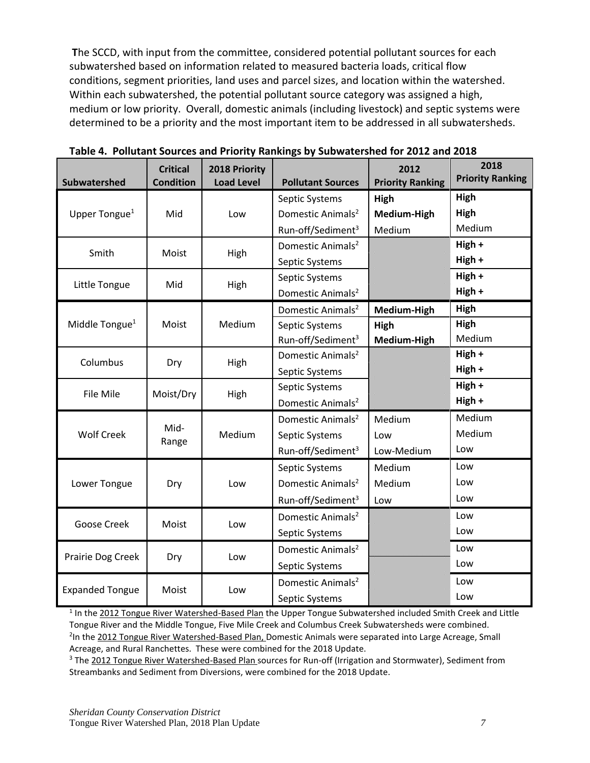**T**he SCCD, with input from the committee, considered potential pollutant sources for each subwatershed based on information related to measured bacteria loads, critical flow conditions, segment priorities, land uses and parcel sizes, and location within the watershed. Within each subwatershed, the potential pollutant source category was assigned a high, medium or low priority. Overall, domestic animals (including livestock) and septic systems were determined to be a priority and the most important item to be addressed in all subwatersheds.

**Table 4. Pollutant Sources and Priority Rankings by Subwatershed for 2012 and 2018**

| Subwatershed | Critical Condition | 2018 Priority Load Level | Pollutant Sources | 2012 Priority Ranking | 2018 Priority Ranking |
|---|---|---|---|---|---|
| Upper Tongue[1] | Mid | Low | Septic Systems | **High** | **High** |
| | | | Domestic Animals[2] | **Medium-High** | **High** |
| | | | Run-off/Sediment[3] | Medium | Medium |
| Smith | Moist | High | Domestic Animals[2] | | **High +** |
| | | | Septic Systems | | **High +** |
| Little Tongue | Mid | High | Septic Systems | | **High +** |
| | | | Domestic Animals[2] | | **High +** |
| Middle Tongue[1] | Moist | Medium | Domestic Animals[2] | **Medium-High** | **High** |
| | | | Septic Systems | **High** | **High** |
| | | | Run-off/Sediment[3] | **Medium-High** | Medium |
| Columbus | Dry | High | Domestic Animals[2] | | **High +** |
| | | | Septic Systems | | **High +** |
| File Mile | Moist/Dry | High | Septic Systems | | **High +** |
| | | | Domestic Animals[2] | | **High +** |
| Wolf Creek | Mid-Range | Medium | Domestic Animals[2] | Medium | Medium |
| | | | Septic Systems | Low | Medium |
| | | | Run-off/Sediment[3] | Low-Medium | Low |
| Lower Tongue | Dry | Low | Septic Systems | Medium | Low |
| | | | Domestic Animals[2] | Medium | Low |
| | | | Run-off/Sediment[3] | Low | Low |
| Goose Creek | Moist | Low | Domestic Animals[2] | | Low |
| | | | Septic Systems | | Low |
| Prairie Dog Creek | Dry | Low | Domestic Animals[2] | | Low |
| | | | Septic Systems | | Low |
| Expanded Tongue | Moist | Low | Domestic Animals[2] | | Low |
| | | | Septic Systems | | Low |

[1] In the 2012 Tongue River Watershed-Based Plan the Upper Tongue Subwatershed included Smith Creek and Little Tongue River and the Middle Tongue, Five Mile Creek and Columbus Creek Subwatersheds were combined.
[2] In the 2012 Tongue River Watershed-Based Plan, Domestic Animals were separated into Large Acreage, Small Acreage, and Rural Ranchettes. These were combined for the 2018 Update.
[3] The 2012 Tongue River Watershed-Based Plan sources for Run-off (Irrigation and Stormwater), Sediment from Streambanks and Sediment from Diversions, were combined for the 2018 Update.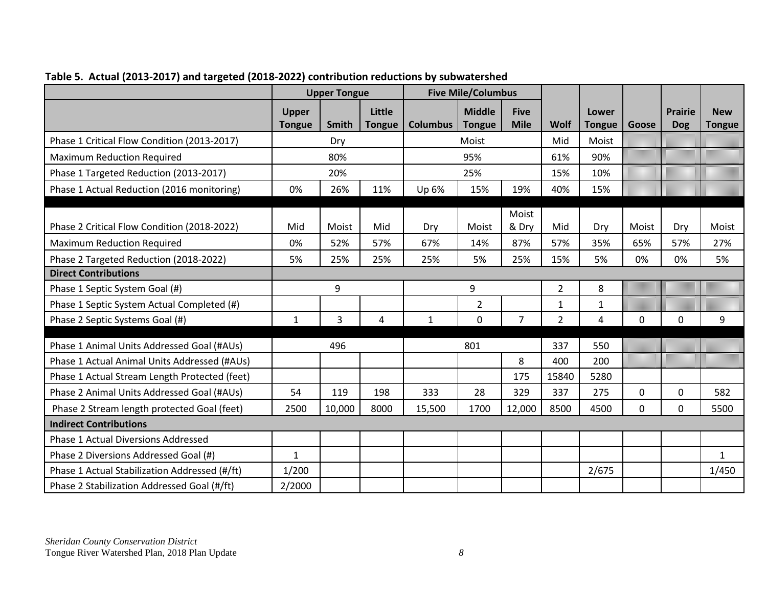**Table 5. Actual (2013-2017) and targeted (2018-2022) contribution reductions by subwatershed**

| | Upper Tongue | | | Five Mile/Columbus | | | | | | | |
|---|---|---|---|---|---|---|---|---|---|---|---|
| | Upper Tongue | Smith | Little Tongue | Columbus | Middle Tongue | Five Mile | Wolf | Lower Tongue | Goose | Prairie Dog | New Tongue |
| Phase 1 Critical Flow Condition (2013-2017) | Dry | | | Moist | | | Mid | Moist | | | |
| Maximum Reduction Required | 80% | | | 95% | | | 61% | 90% | | | |
| Phase 1 Targeted Reduction (2013-2017) | 20% | | | 25% | | | 15% | 10% | | | |
| Phase 1 Actual Reduction (2016 monitoring) | 0% | 26% | 11% | Up 6% | 15% | 19% | 40% | 15% | | | |
| | | | | | | | | | | | |
| Phase 2 Critical Flow Condition (2018-2022) | Mid | Moist | Mid | Dry | Moist | Moist & Dry | Mid | Dry | Moist | Dry | Moist |
| Maximum Reduction Required | 0% | 52% | 57% | 67% | 14% | 87% | 57% | 35% | 65% | 57% | 27% |
| Phase 2 Targeted Reduction (2018-2022) | 5% | 25% | 25% | 25% | 5% | 25% | 15% | 5% | 0% | 0% | 5% |
| **Direct Contributions** | | | | | | | | | | | |
| Phase 1 Septic System Goal (#) | 9 | | | 9 | | | 2 | 8 | | | |
| Phase 1 Septic System Actual Completed (#) | | | | | 2 | | 1 | 1 | | | |
| Phase 2 Septic Systems Goal (#) | 1 | 3 | 4 | 1 | 0 | 7 | 2 | 4 | 0 | 0 | 9 |
| | | | | | | | | | | | |
| Phase 1 Animal Units Addressed Goal (#AUs) | 496 | | | 801 | | | 337 | 550 | | | |
| Phase 1 Actual Animal Units Addressed (#AUs) | | | | | | 8 | 400 | 200 | | | |
| Phase 1 Actual Stream Length Protected (feet) | | | | | | 175 | 15840 | 5280 | | | |
| Phase 2 Animal Units Addressed Goal (#AUs) | 54 | 119 | 198 | 333 | 28 | 329 | 337 | 275 | 0 | 0 | 582 |
| Phase 2 Stream length protected Goal (feet) | 2500 | 10,000 | 8000 | 15,500 | 1700 | 12,000 | 8500 | 4500 | 0 | 0 | 5500 |
| **Indirect Contributions** | | | | | | | | | | | |
| Phase 1 Actual Diversions Addressed | | | | | | | | | | | |
| Phase 2 Diversions Addressed Goal (#) | 1 | | | | | | | | | | 1 |
| Phase 1 Actual Stabilization Addressed (#/ft) | 1/200 | | | | | | | 2/675 | | | 1/450 |
| Phase 2 Stabilization Addressed Goal (#/ft) | 2/2000 | | | | | | | | | | |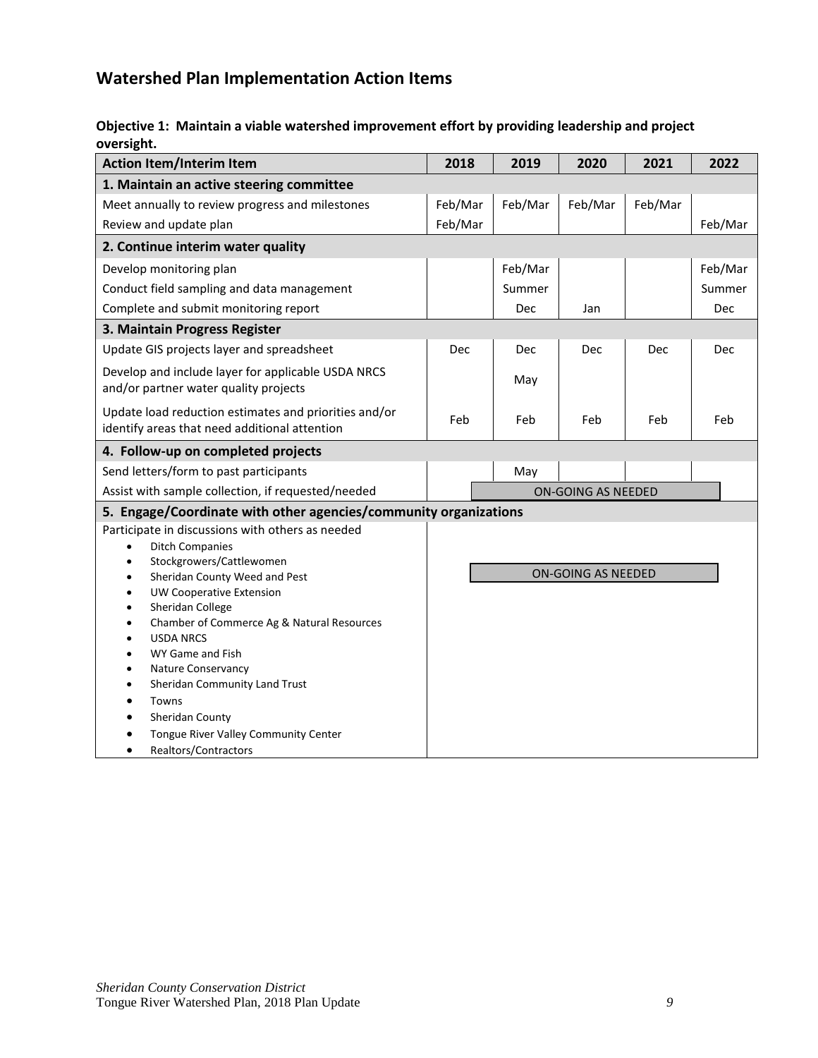## Watershed Plan Implementation Action Items

**Objective 1: Maintain a viable watershed improvement effort by providing leadership and project oversight.**

| Action Item/Interim Item | 2018 | 2019 | 2020 | 2021 | 2022 |
|---|---|---|---|---|---|
| **1. Maintain an active steering committee** | | | | | |
| Meet annually to review progress and milestones | Feb/Mar | Feb/Mar | Feb/Mar | Feb/Mar | |
| Review and update plan | Feb/Mar | | | | Feb/Mar |
| **2. Continue interim water quality** | | | | | |
| Develop monitoring plan | | Feb/Mar | | | Feb/Mar |
| Conduct field sampling and data management | | Summer | | | Summer |
| Complete and submit monitoring report | | Dec | Jan | | Dec |
| **3. Maintain Progress Register** | | | | | |
| Update GIS projects layer and spreadsheet | Dec | Dec | Dec | Dec | Dec |
| Develop and include layer for applicable USDA NRCS and/or partner water quality projects | | May | | | |
| Update load reduction estimates and priorities and/or identify areas that need additional attention | Feb | Feb | Feb | Feb | Feb |
| **4. Follow-up on completed projects** | | | | | |
| Send letters/form to past participants | | May | | | |
| Assist with sample collection, if requested/needed | | ON-GOING AS NEEDED | | | |
| **5. Engage/Coordinate with other agencies/community organizations** | | | | | |
| Participate in discussions with others as needed<br>• Ditch Companies<br>• Stockgrowers/Cattlewomen<br>• Sheridan County Weed and Pest<br>• UW Cooperative Extension<br>• Sheridan College<br>• Chamber of Commerce Ag & Natural Resources<br>• USDA NRCS<br>• WY Game and Fish<br>• Nature Conservancy<br>• Sheridan Community Land Trust<br>• Towns<br>• Sheridan County<br>• Tongue River Valley Community Center<br>• Realtors/Contractors | | ON-GOING AS NEEDED | | | |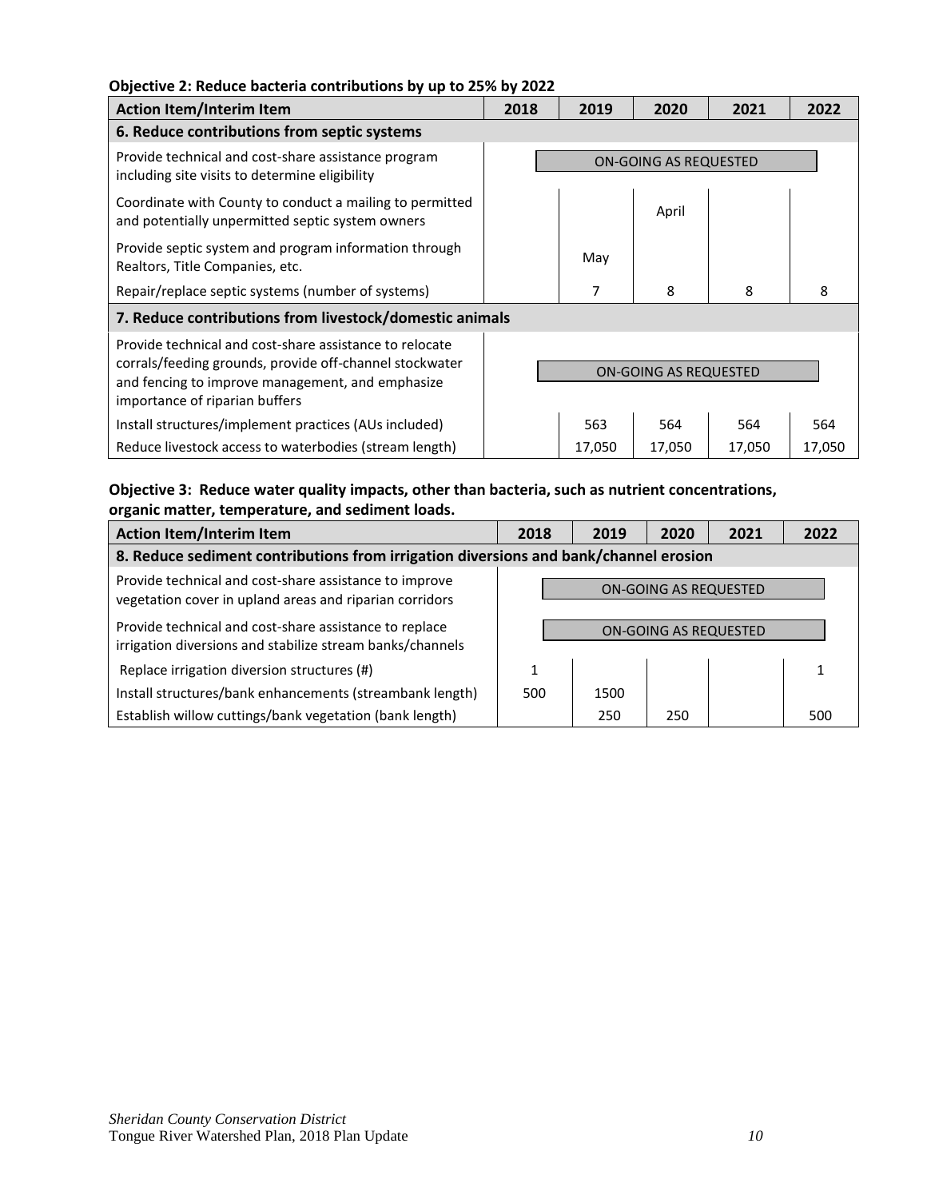**Objective 2: Reduce bacteria contributions by up to 25% by 2022**

| Action Item/Interim Item | 2018 | 2019 | 2020 | 2021 | 2022 |
|---|---|---|---|---|---|
| **6. Reduce contributions from septic systems** | | | | | |
| Provide technical and cost-share assistance program including site visits to determine eligibility | ON-GOING AS REQUESTED | | | | |
| Coordinate with County to conduct a mailing to permitted and potentially unpermitted septic system owners | | | April | | |
| Provide septic system and program information through Realtors, Title Companies, etc. | | May | | | |
| Repair/replace septic systems (number of systems) | | 7 | 8 | 8 | 8 |
| **7. Reduce contributions from livestock/domestic animals** | | | | | |
| Provide technical and cost-share assistance to relocate corrals/feeding grounds, provide off-channel stockwater and fencing to improve management, and emphasize importance of riparian buffers | ON-GOING AS REQUESTED | | | | |
| Install structures/implement practices (AUs included) | | 563 | 564 | 564 | 564 |
| Reduce livestock access to waterbodies (stream length) | | 17,050 | 17,050 | 17,050 | 17,050 |

**Objective 3: Reduce water quality impacts, other than bacteria, such as nutrient concentrations, organic matter, temperature, and sediment loads.**

| Action Item/Interim Item | 2018 | 2019 | 2020 | 2021 | 2022 |
|---|---|---|---|---|---|
| **8. Reduce sediment contributions from irrigation diversions and bank/channel erosion** | | | | | |
| Provide technical and cost-share assistance to improve vegetation cover in upland areas and riparian corridors | ON-GOING AS REQUESTED | | | | |
| Provide technical and cost-share assistance to replace irrigation diversions and stabilize stream banks/channels | ON-GOING AS REQUESTED | | | | |
| Replace irrigation diversion structures (#) | 1 | | | | 1 |
| Install structures/bank enhancements (streambank length) | 500 | 1500 | | | |
| Establish willow cuttings/bank vegetation (bank length) | | 250 | 250 | | 500 |

*Sheridan County Conservation District*
Tongue River Watershed Plan, 2018 Plan Update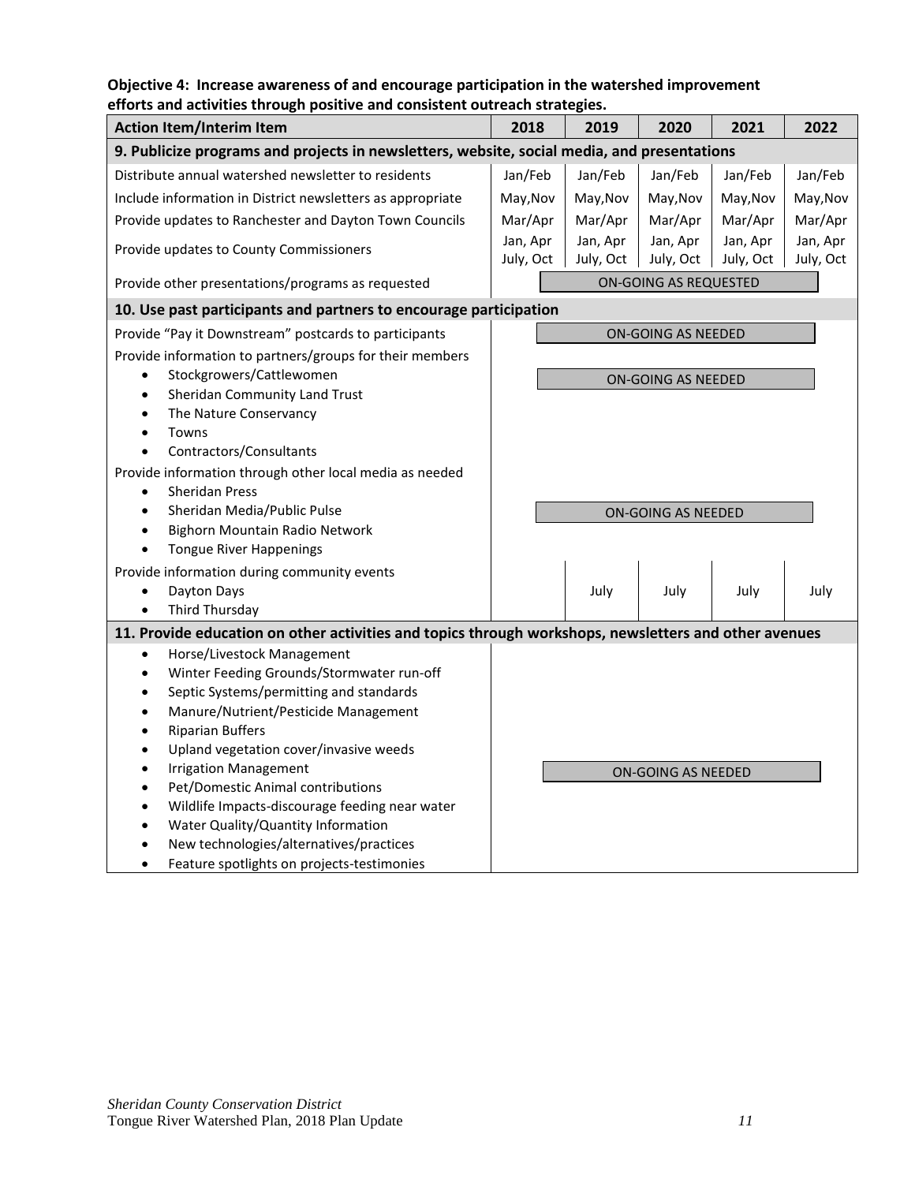**Objective 4: Increase awareness of and encourage participation in the watershed improvement efforts and activities through positive and consistent outreach strategies.**

| Action Item/Interim Item | 2018 | 2019 | 2020 | 2021 | 2022 |
|---|---|---|---|---|---|
| **9. Publicize programs and projects in newsletters, website, social media, and presentations** | | | | | |
| Distribute annual watershed newsletter to residents | Jan/Feb | Jan/Feb | Jan/Feb | Jan/Feb | Jan/Feb |
| Include information in District newsletters as appropriate | May,Nov | May,Nov | May,Nov | May,Nov | May,Nov |
| Provide updates to Ranchester and Dayton Town Councils | Mar/Apr | Mar/Apr | Mar/Apr | Mar/Apr | Mar/Apr |
| Provide updates to County Commissioners | Jan, Apr July, Oct | Jan, Apr July, Oct | Jan, Apr July, Oct | Jan, Apr July, Oct | Jan, Apr July, Oct |
| Provide other presentations/programs as requested | ON-GOING AS REQUESTED | | | | |
| **10. Use past participants and partners to encourage participation** | | | | | |
| Provide "Pay it Downstream" postcards to participants | ON-GOING AS NEEDED | | | | |
| Provide information to partners/groups for their members<br>• Stockgrowers/Cattlewomen<br>• Sheridan Community Land Trust<br>• The Nature Conservancy<br>• Towns<br>• Contractors/Consultants | ON-GOING AS NEEDED | | | | |
| Provide information through other local media as needed<br>• Sheridan Press<br>• Sheridan Media/Public Pulse<br>• Bighorn Mountain Radio Network<br>• Tongue River Happenings | ON-GOING AS NEEDED | | | | |
| Provide information during community events<br>• Dayton Days<br>• Third Thursday | | July | July | July | July |
| **11. Provide education on other activities and topics through workshops, newsletters and other avenues** | | | | | |
| • Horse/Livestock Management<br>• Winter Feeding Grounds/Stormwater run-off<br>• Septic Systems/permitting and standards<br>• Manure/Nutrient/Pesticide Management<br>• Riparian Buffers<br>• Upland vegetation cover/invasive weeds<br>• Irrigation Management<br>• Pet/Domestic Animal contributions<br>• Wildlife Impacts-discourage feeding near water<br>• Water Quality/Quantity Information<br>• New technologies/alternatives/practices<br>• Feature spotlights on projects-testimonies | ON-GOING AS NEEDED | | | | |